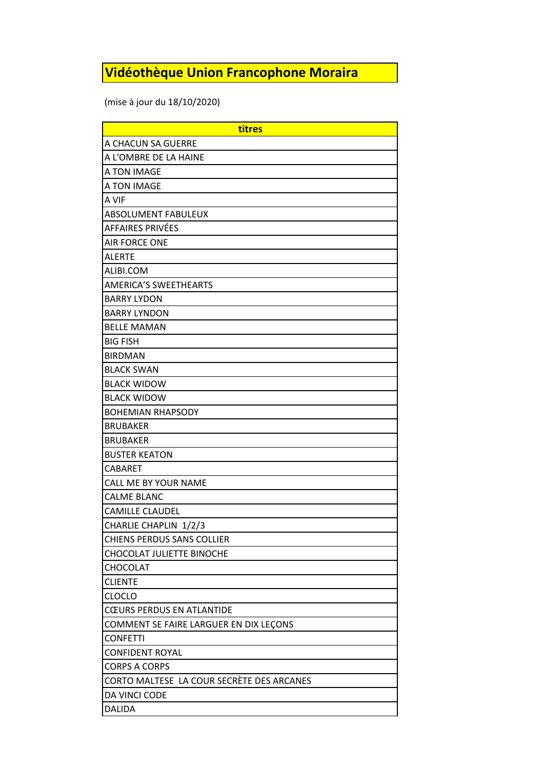# Vidéothèque Union Francophone Moraira

(mise à jour du 18/10/2020)

| titres |
| --- |
| A CHACUN SA GUERRE |
| A L'OMBRE DE LA HAINE |
| A TON IMAGE |
| A TON IMAGE |
| A VIF |
| ABSOLUMENT FABULEUX |
| AFFAIRES PRIVÉES |
| AIR FORCE ONE |
| ALERTE |
| ALIBI.COM |
| AMERICA'S SWEETHEARTS |
| BARRY LYDON |
| BARRY LYNDON |
| BELLE MAMAN |
| BIG FISH |
| BIRDMAN |
| BLACK SWAN |
| BLACK WIDOW |
| BLACK WIDOW |
| BOHEMIAN RHAPSODY |
| BRUBAKER |
| BRUBAKER |
| BUSTER KEATON |
| CABARET |
| CALL ME BY YOUR NAME |
| CALME BLANC |
| CAMILLE CLAUDEL |
| CHARLIE CHAPLIN 1/2/3 |
| CHIENS PERDUS SANS COLLIER |
| CHOCOLAT JULIETTE BINOCHE |
| CHOCOLAT |
| CLIENTE |
| CLOCLO |
| CŒURS PERDUS EN ATLANTIDE |
| COMMENT SE FAIRE LARGUER EN DIX LEÇONS |
| CONFETTI |
| CONFIDENT ROYAL |
| CORPS A CORPS |
| CORTO MALTESE LA COUR SECRÈTE DES ARCANES |
| DA VINCI CODE |
| DALIDA |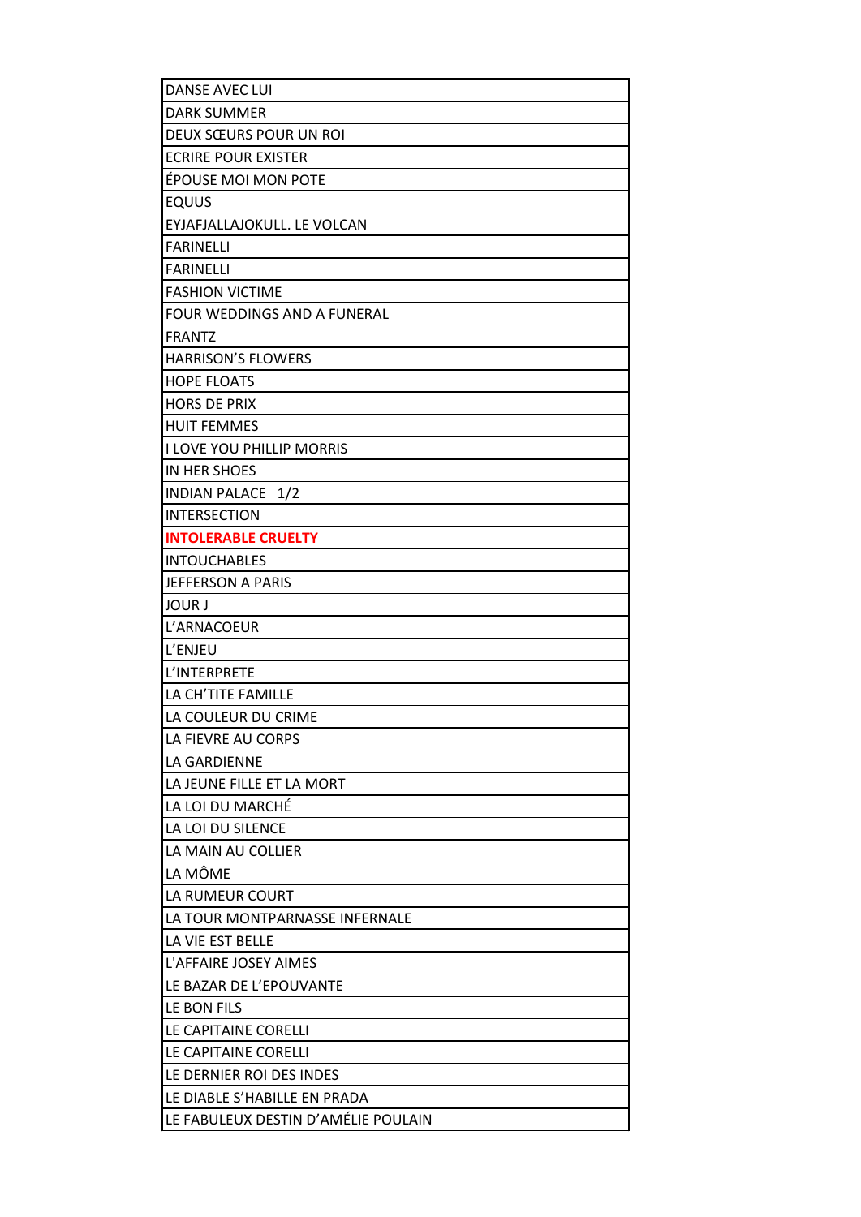| DANSE AVEC LUI |
|---|
| DARK SUMMER |
| DEUX SŒURS POUR UN ROI |
| ECRIRE POUR EXISTER |
| ÉPOUSE MOI MON POTE |
| EQUUS |
| EYJAFJALLAJOKULL. LE VOLCAN |
| FARINELLI |
| FARINELLI |
| FASHION VICTIME |
| FOUR WEDDINGS AND A FUNERAL |
| FRANTZ |
| HARRISON’S FLOWERS |
| HOPE FLOATS |
| HORS DE PRIX |
| HUIT FEMMES |
| I LOVE YOU PHILLIP MORRIS |
| IN HER SHOES |
| INDIAN PALACE 1/2 |
| INTERSECTION |
| **INTOLERABLE CRUELTY** |
| INTOUCHABLES |
| JEFFERSON A PARIS |
| JOUR J |
| L’ARNACOEUR |
| L’ENJEU |
| L’INTERPRETE |
| LA CH’TITE FAMILLE |
| LA COULEUR DU CRIME |
| LA FIEVRE AU CORPS |
| LA GARDIENNE |
| LA JEUNE FILLE ET LA MORT |
| LA LOI DU MARCHÉ |
| LA LOI DU SILENCE |
| LA MAIN AU COLLIER |
| LA MÔME |
| LA RUMEUR COURT |
| LA TOUR MONTPARNASSE INFERNALE |
| LA VIE EST BELLE |
| L'AFFAIRE JOSEY AIMES |
| LE BAZAR DE L’EPOUVANTE |
| LE BON FILS |
| LE CAPITAINE CORELLI |
| LE CAPITAINE CORELLI |
| LE DERNIER ROI DES INDES |
| LE DIABLE S’HABILLE EN PRADA |
| LE FABULEUX DESTIN D’AMÉLIE POULAIN |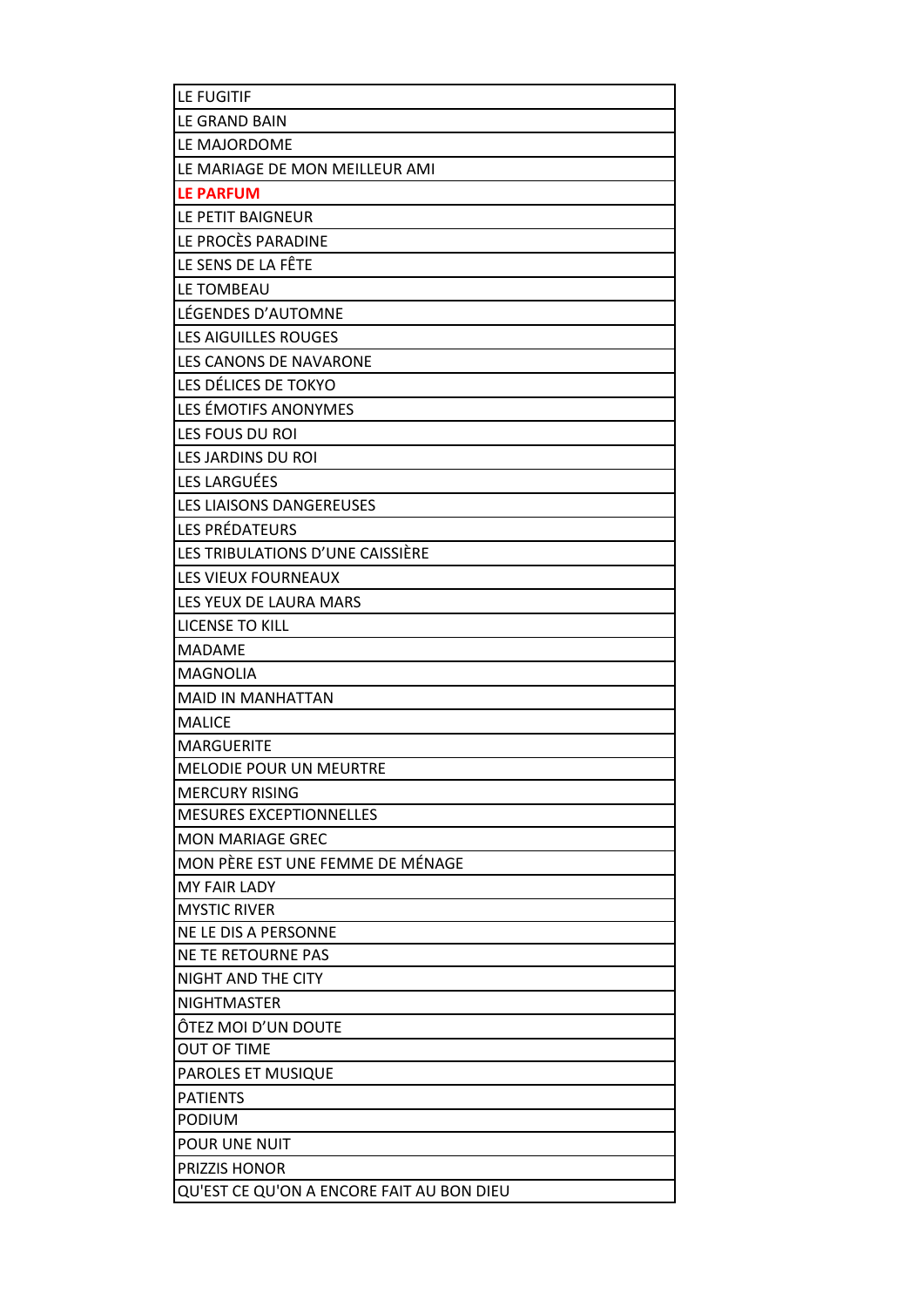| LE FUGITIF |
|---|
| LE GRAND BAIN |
| LE MAJORDOME |
| LE MARIAGE DE MON MEILLEUR AMI |
| **LE PARFUM** |
| LE PETIT BAIGNEUR |
| LE PROCÈS PARADINE |
| LE SENS DE LA FÊTE |
| LE TOMBEAU |
| LÉGENDES D’AUTOMNE |
| LES AIGUILLES ROUGES |
| LES CANONS DE NAVARONE |
| LES DÉLICES DE TOKYO |
| LES ÉMOTIFS ANONYMES |
| LES FOUS DU ROI |
| LES JARDINS DU ROI |
| LES LARGUÉES |
| LES LIAISONS DANGEREUSES |
| LES PRÉDATEURS |
| LES TRIBULATIONS D’UNE CAISSIÈRE |
| LES VIEUX FOURNEAUX |
| LES YEUX DE LAURA MARS |
| LICENSE TO KILL |
| MADAME |
| MAGNOLIA |
| MAID IN MANHATTAN |
| MALICE |
| MARGUERITE |
| MELODIE POUR UN MEURTRE |
| MERCURY RISING |
| MESURES EXCEPTIONNELLES |
| MON MARIAGE GREC |
| MON PÈRE EST UNE FEMME DE MÉNAGE |
| MY FAIR LADY |
| MYSTIC RIVER |
| NE LE DIS A PERSONNE |
| NE TE RETOURNE PAS |
| NIGHT AND THE CITY |
| NIGHTMASTER |
| ÔTEZ MOI D’UN DOUTE |
| OUT OF TIME |
| PAROLES ET MUSIQUE |
| PATIENTS |
| PODIUM |
| POUR UNE NUIT |
| PRIZZIS HONOR |
| QU'EST CE QU'ON A ENCORE FAIT AU BON DIEU |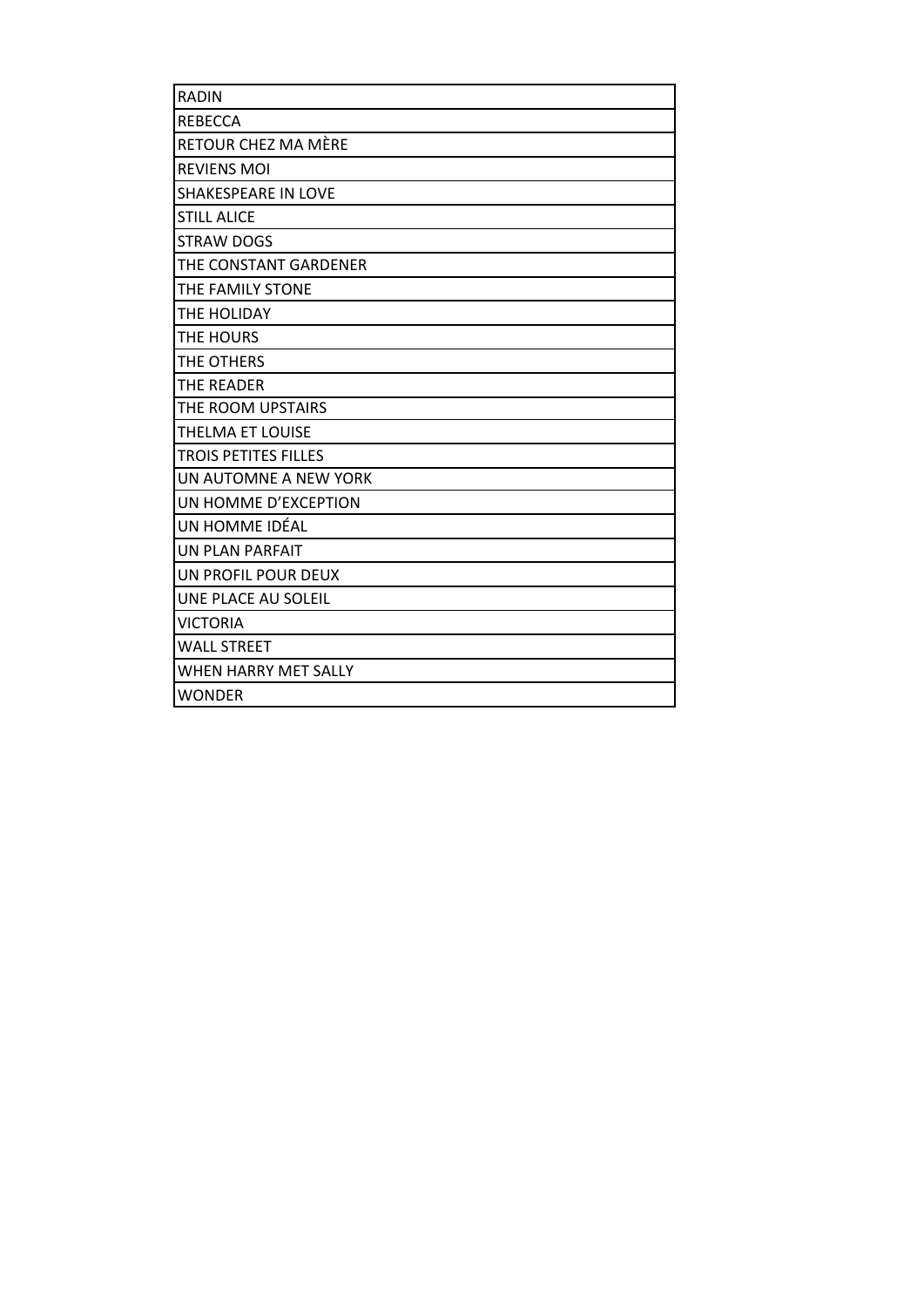| |
|---|
| RADIN |
| REBECCA |
| RETOUR CHEZ MA MÈRE |
| REVIENS MOI |
| SHAKESPEARE IN LOVE |
| STILL ALICE |
| STRAW DOGS |
| THE CONSTANT GARDENER |
| THE FAMILY STONE |
| THE HOLIDAY |
| THE HOURS |
| THE OTHERS |
| THE READER |
| THE ROOM UPSTAIRS |
| THELMA ET LOUISE |
| TROIS PETITES FILLES |
| UN AUTOMNE A NEW YORK |
| UN HOMME D'EXCEPTION |
| UN HOMME IDÉAL |
| UN PLAN PARFAIT |
| UN PROFIL POUR DEUX |
| UNE PLACE AU SOLEIL |
| VICTORIA |
| WALL STREET |
| WHEN HARRY MET SALLY |
| WONDER |